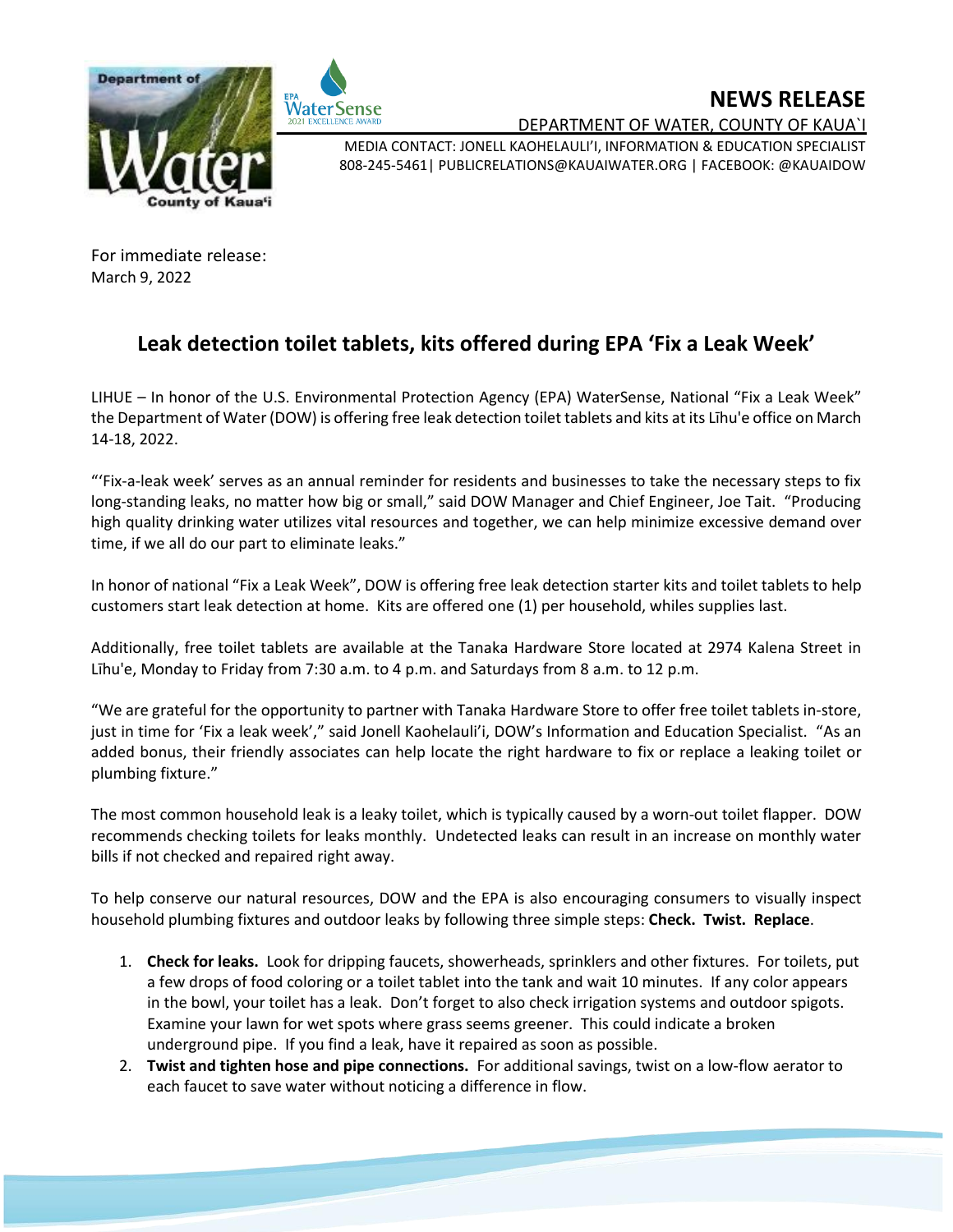# NEWS RELEASE

DEPARTMENT OF WATER, COUNTY OF KAUA`I

MEDIA CONTACT: JONELL KAOHELAULI'I, INFORMATION & EDUCATION SPECIALIST
808-245-5461| PUBLICRELATIONS@KAUAIWATER.ORG | FACEBOOK: @KAUAIDOW

For immediate release:
March 9, 2022

## Leak detection toilet tablets, kits offered during EPA 'Fix a Leak Week'

LIHUE – In honor of the U.S. Environmental Protection Agency (EPA) WaterSense, National "Fix a Leak Week" the Department of Water (DOW) is offering free leak detection toilet tablets and kits at its Līhu'e office on March 14-18, 2022.

"'Fix-a-leak week' serves as an annual reminder for residents and businesses to take the necessary steps to fix long-standing leaks, no matter how big or small," said DOW Manager and Chief Engineer, Joe Tait. "Producing high quality drinking water utilizes vital resources and together, we can help minimize excessive demand over time, if we all do our part to eliminate leaks."

In honor of national "Fix a Leak Week", DOW is offering free leak detection starter kits and toilet tablets to help customers start leak detection at home. Kits are offered one (1) per household, whiles supplies last.

Additionally, free toilet tablets are available at the Tanaka Hardware Store located at 2974 Kalena Street in Līhu'e, Monday to Friday from 7:30 a.m. to 4 p.m. and Saturdays from 8 a.m. to 12 p.m.

"We are grateful for the opportunity to partner with Tanaka Hardware Store to offer free toilet tablets in-store, just in time for 'Fix a leak week'," said Jonell Kaohelauli'i, DOW's Information and Education Specialist. "As an added bonus, their friendly associates can help locate the right hardware to fix or replace a leaking toilet or plumbing fixture."

The most common household leak is a leaky toilet, which is typically caused by a worn-out toilet flapper. DOW recommends checking toilets for leaks monthly. Undetected leaks can result in an increase on monthly water bills if not checked and repaired right away.

To help conserve our natural resources, DOW and the EPA is also encouraging consumers to visually inspect household plumbing fixtures and outdoor leaks by following three simple steps: **Check. Twist. Replace**.

1. **Check for leaks.** Look for dripping faucets, showerheads, sprinklers and other fixtures. For toilets, put a few drops of food coloring or a toilet tablet into the tank and wait 10 minutes. If any color appears in the bowl, your toilet has a leak. Don't forget to also check irrigation systems and outdoor spigots. Examine your lawn for wet spots where grass seems greener. This could indicate a broken underground pipe. If you find a leak, have it repaired as soon as possible.
2. **Twist and tighten hose and pipe connections.** For additional savings, twist on a low-flow aerator to each faucet to save water without noticing a difference in flow.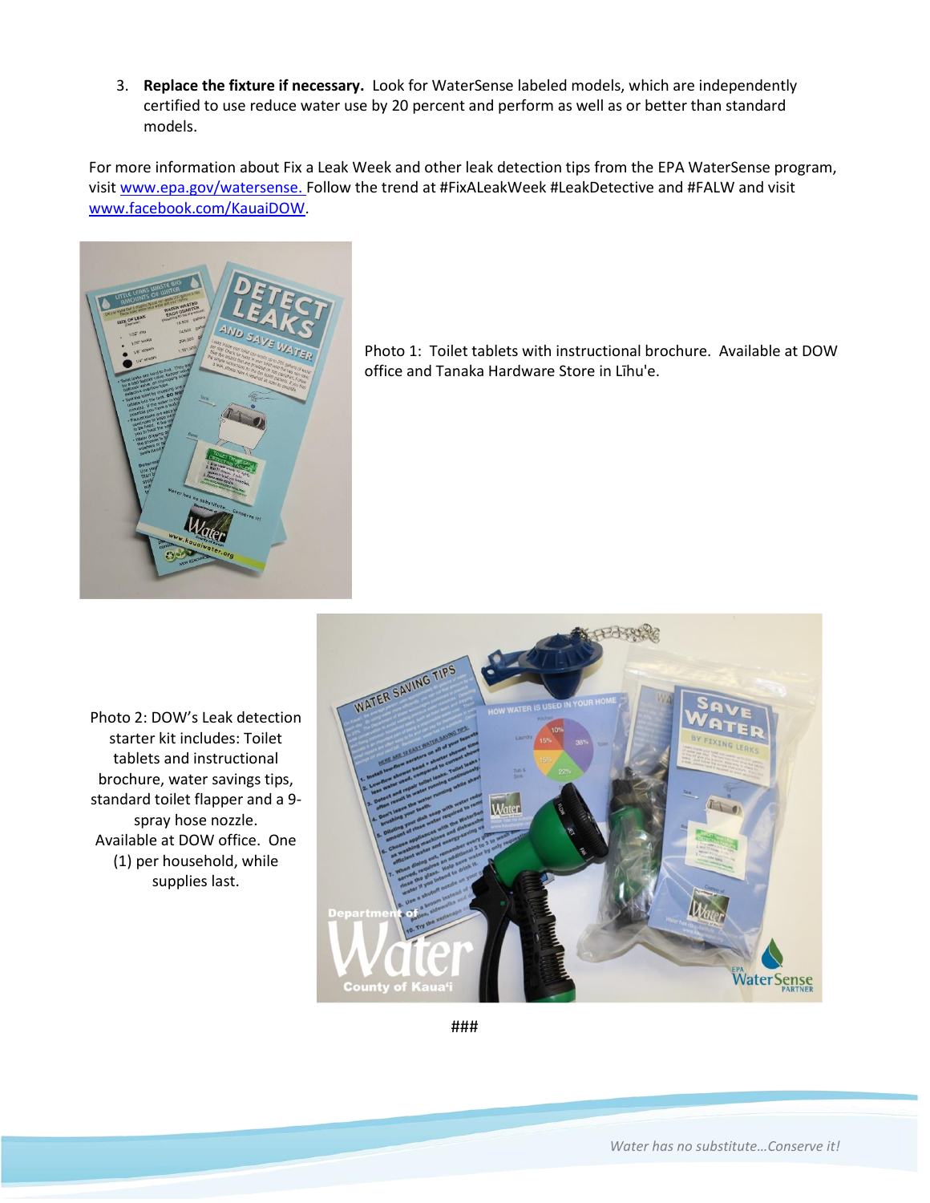3. **Replace the fixture if necessary.** Look for WaterSense labeled models, which are independently certified to use reduce water use by 20 percent and perform as well as or better than standard models.

For more information about Fix a Leak Week and other leak detection tips from the EPA WaterSense program, visit www.epa.gov/watersense. Follow the trend at #FixALeakWeek #LeakDetective and #FALW and visit www.facebook.com/KauaiDOW.

Photo 1: Toilet tablets with instructional brochure. Available at DOW office and Tanaka Hardware Store in Līhu'e.

Photo 2: DOW's Leak detection starter kit includes: Toilet tablets and instructional brochure, water savings tips, standard toilet flapper and a 9-spray hose nozzle. Available at DOW office. One (1) per household, while supplies last.

###

*Water has no substitute…Conserve it!*